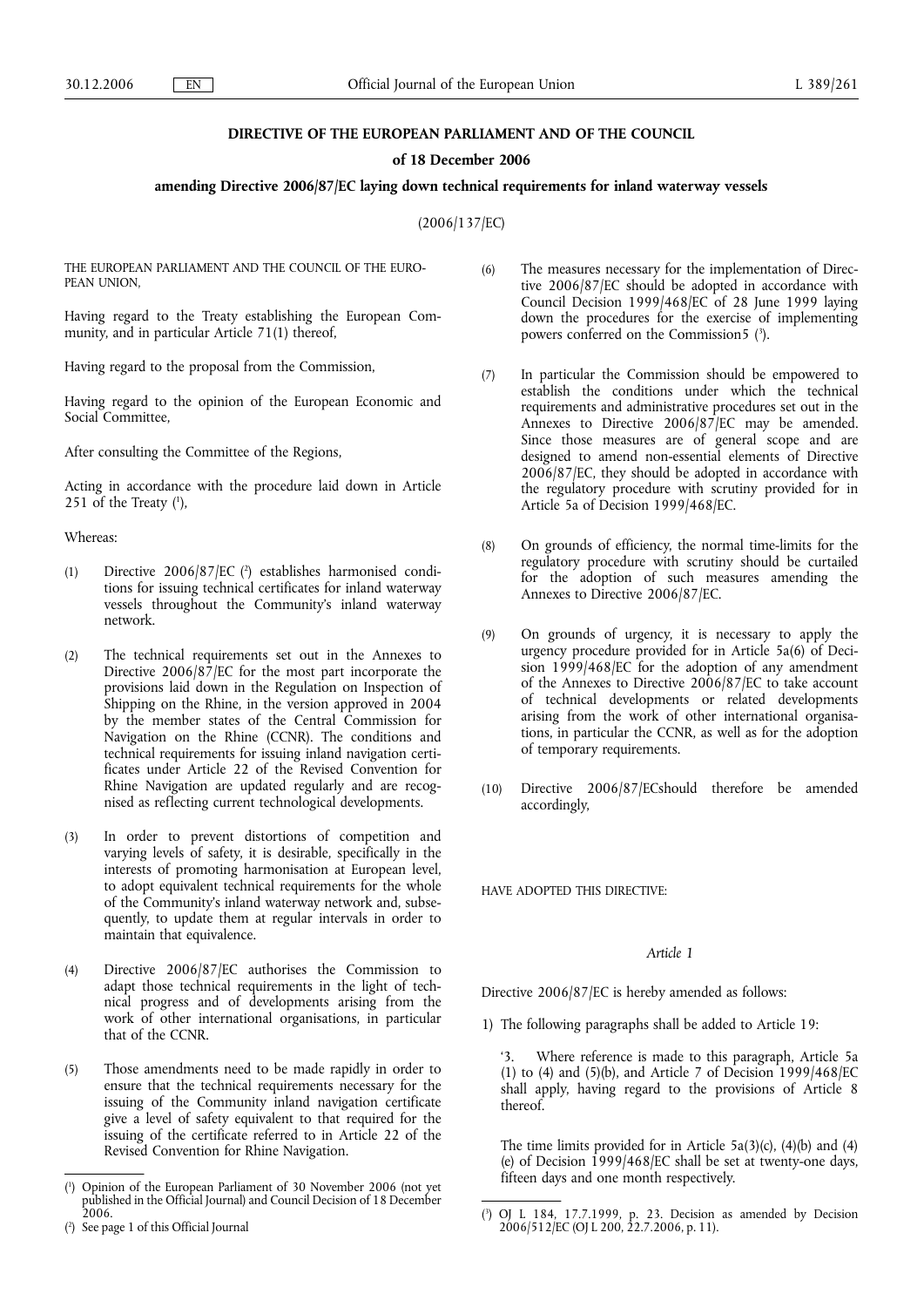# DIRECTIVE OF THE EUROPEAN PARLIAMENT AND OF THE COUNCIL

## of 18 December 2006

## amending Directive 2006/87/EC laying down technical requirements for inland waterway vessels

(2006/137/EC)

THE EUROPEAN PARLIAMENT AND THE COUNCIL OF THE EUROPEAN UNION,

Having regard to the Treaty establishing the European Community, and in particular Article 71(1) thereof,

Having regard to the proposal from the Commission,

Having regard to the opinion of the European Economic and Social Committee,

After consulting the Committee of the Regions,

Acting in accordance with the procedure laid down in Article 251 of the Treaty [1],

Whereas:

(1) Directive 2006/87/EC [2] establishes harmonised conditions for issuing technical certificates for inland waterway vessels throughout the Community's inland waterway network.

(2) The technical requirements set out in the Annexes to Directive 2006/87/EC for the most part incorporate the provisions laid down in the Regulation on Inspection of Shipping on the Rhine, in the version approved in 2004 by the member states of the Central Commission for Navigation on the Rhine (CCNR). The conditions and technical requirements for issuing inland navigation certificates under Article 22 of the Revised Convention for Rhine Navigation are updated regularly and are recognised as reflecting current technological developments.

(3) In order to prevent distortions of competition and varying levels of safety, it is desirable, specifically in the interests of promoting harmonisation at European level, to adopt equivalent technical requirements for the whole of the Community's inland waterway network and, subsequently, to update them at regular intervals in order to maintain that equivalence.

(4) Directive 2006/87/EC authorises the Commission to adapt those technical requirements in the light of technical progress and of developments arising from the work of other international organisations, in particular that of the CCNR.

(5) Those amendments need to be made rapidly in order to ensure that the technical requirements necessary for the issuing of the Community inland navigation certificate give a level of safety equivalent to that required for the issuing of the certificate referred to in Article 22 of the Revised Convention for Rhine Navigation.

(6) The measures necessary for the implementation of Directive 2006/87/EC should be adopted in accordance with Council Decision 1999/468/EC of 28 June 1999 laying down the procedures for the exercise of implementing powers conferred on the Commission5 [3].

(7) In particular the Commission should be empowered to establish the conditions under which the technical requirements and administrative procedures set out in the Annexes to Directive 2006/87/EC may be amended. Since those measures are of general scope and are designed to amend non-essential elements of Directive 2006/87/EC, they should be adopted in accordance with the regulatory procedure with scrutiny provided for in Article 5a of Decision 1999/468/EC.

(8) On grounds of efficiency, the normal time-limits for the regulatory procedure with scrutiny should be curtailed for the adoption of such measures amending the Annexes to Directive 2006/87/EC.

(9) On grounds of urgency, it is necessary to apply the urgency procedure provided for in Article 5a(6) of Decision 1999/468/EC for the adoption of any amendment of the Annexes to Directive 2006/87/EC to take account of technical developments or related developments arising from the work of other international organisations, in particular the CCNR, as well as for the adoption of temporary requirements.

(10) Directive 2006/87/ECshould therefore be amended accordingly,

HAVE ADOPTED THIS DIRECTIVE:

*Article 1*

Directive 2006/87/EC is hereby amended as follows:

1) The following paragraphs shall be added to Article 19:

'3. Where reference is made to this paragraph, Article 5a (1) to (4) and (5)(b), and Article 7 of Decision 1999/468/EC shall apply, having regard to the provisions of Article 8 thereof.

The time limits provided for in Article 5a(3)(c), (4)(b) and (4)(e) of Decision 1999/468/EC shall be set at twenty-one days, fifteen days and one month respectively.

---

[1] Opinion of the European Parliament of 30 November 2006 (not yet published in the Official Journal) and Council Decision of 18 December 2006.

[2] See page 1 of this Official Journal

[3] OJ L 184, 17.7.1999, p. 23. Decision as amended by Decision 2006/512/EC (OJ L 200, 22.7.2006, p. 11).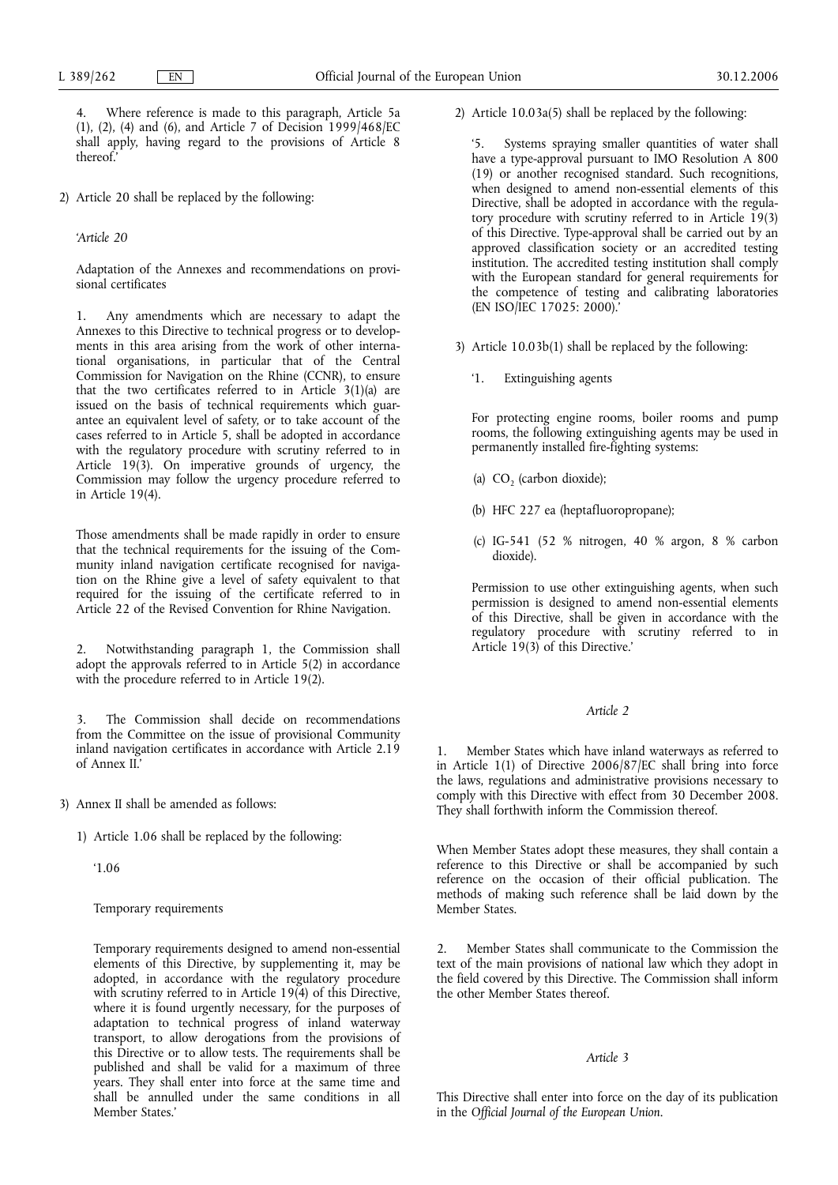4. Where reference is made to this paragraph, Article 5a (1), (2), (4) and (6), and Article 7 of Decision 1999/468/EC shall apply, having regard to the provisions of Article 8 thereof.'

2) Article 20 shall be replaced by the following:

*'Article 20*

Adaptation of the Annexes and recommendations on provisional certificates

1. Any amendments which are necessary to adapt the Annexes to this Directive to technical progress or to developments in this area arising from the work of other international organisations, in particular that of the Central Commission for Navigation on the Rhine (CCNR), to ensure that the two certificates referred to in Article 3(1)(a) are issued on the basis of technical requirements which guarantee an equivalent level of safety, or to take account of the cases referred to in Article 5, shall be adopted in accordance with the regulatory procedure with scrutiny referred to in Article 19(3). On imperative grounds of urgency, the Commission may follow the urgency procedure referred to in Article 19(4).

Those amendments shall be made rapidly in order to ensure that the technical requirements for the issuing of the Community inland navigation certificate recognised for navigation on the Rhine give a level of safety equivalent to that required for the issuing of the certificate referred to in Article 22 of the Revised Convention for Rhine Navigation.

2. Notwithstanding paragraph 1, the Commission shall adopt the approvals referred to in Article 5(2) in accordance with the procedure referred to in Article 19(2).

3. The Commission shall decide on recommendations from the Committee on the issue of provisional Community inland navigation certificates in accordance with Article 2.19 of Annex II.'

3) Annex II shall be amended as follows:

1) Article 1.06 shall be replaced by the following:

'1.06

Temporary requirements

Temporary requirements designed to amend non-essential elements of this Directive, by supplementing it, may be adopted, in accordance with the regulatory procedure with scrutiny referred to in Article 19(4) of this Directive, where it is found urgently necessary, for the purposes of adaptation to technical progress of inland waterway transport, to allow derogations from the provisions of this Directive or to allow tests. The requirements shall be published and shall be valid for a maximum of three years. They shall enter into force at the same time and shall be annulled under the same conditions in all Member States.'

2) Article 10.03a(5) shall be replaced by the following:

'5. Systems spraying smaller quantities of water shall have a type-approval pursuant to IMO Resolution A 800 (19) or another recognised standard. Such recognitions, when designed to amend non-essential elements of this Directive, shall be adopted in accordance with the regulatory procedure with scrutiny referred to in Article 19(3) of this Directive. Type-approval shall be carried out by an approved classification society or an accredited testing institution. The accredited testing institution shall comply with the European standard for general requirements for the competence of testing and calibrating laboratories (EN ISO/IEC 17025: 2000).'

3) Article 10.03b(1) shall be replaced by the following:

'1. Extinguishing agents

For protecting engine rooms, boiler rooms and pump rooms, the following extinguishing agents may be used in permanently installed fire-fighting systems:

(a) $CO_2$ (carbon dioxide);

(b) HFC 227 ea (heptafluoropropane);

(c) IG-541 (52 % nitrogen, 40 % argon, 8 % carbon dioxide).

Permission to use other extinguishing agents, when such permission is designed to amend non-essential elements of this Directive, shall be given in accordance with the regulatory procedure with scrutiny referred to in Article 19(3) of this Directive.'

*Article 2*

1. Member States which have inland waterways as referred to in Article 1(1) of Directive 2006/87/EC shall bring into force the laws, regulations and administrative provisions necessary to comply with this Directive with effect from 30 December 2008. They shall forthwith inform the Commission thereof.

When Member States adopt these measures, they shall contain a reference to this Directive or shall be accompanied by such reference on the occasion of their official publication. The methods of making such reference shall be laid down by the Member States.

2. Member States shall communicate to the Commission the text of the main provisions of national law which they adopt in the field covered by this Directive. The Commission shall inform the other Member States thereof.

*Article 3*

This Directive shall enter into force on the day of its publication in the *Official Journal of the European Union*.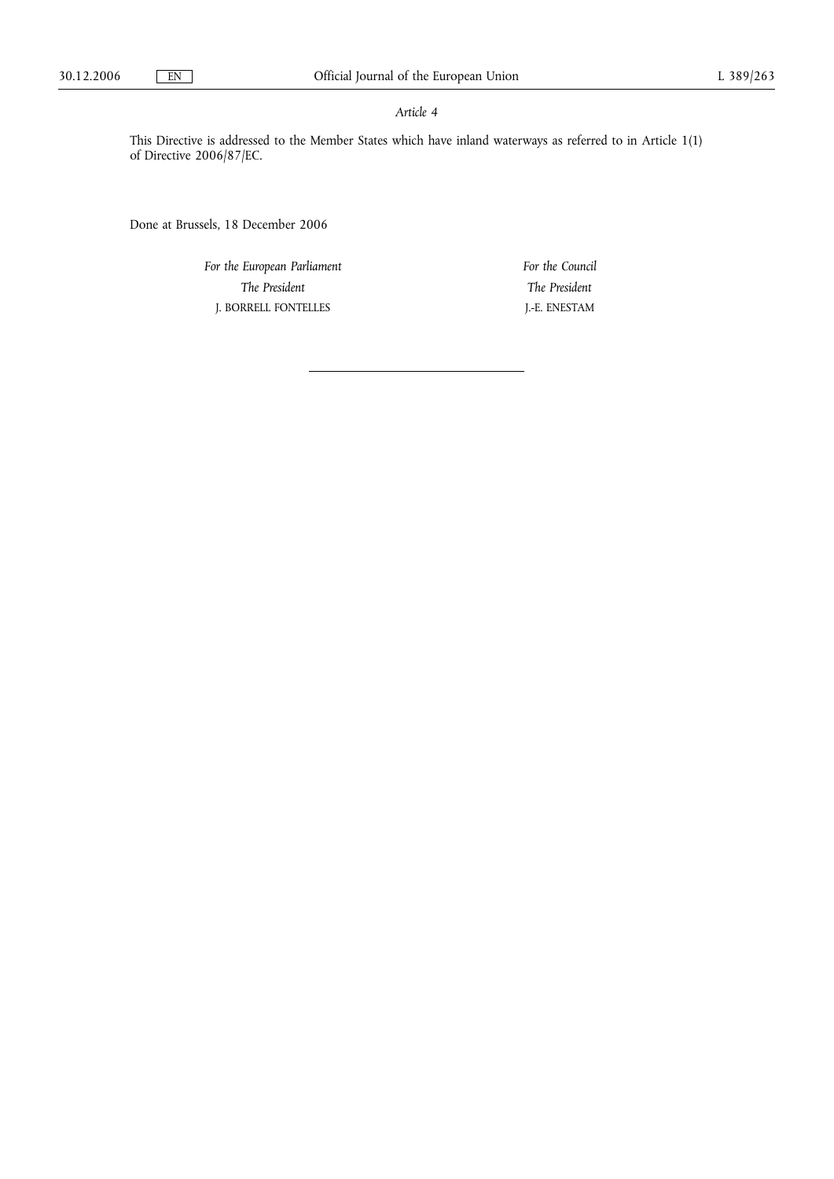*Article 4*

This Directive is addressed to the Member States which have inland waterways as referred to in Article 1(1) of Directive 2006/87/EC.

Done at Brussels, 18 December 2006

*For the European Parliament*
*The President*
J. BORRELL FONTELLES

*For the Council*
*The President*
J.-E. ENESTAM